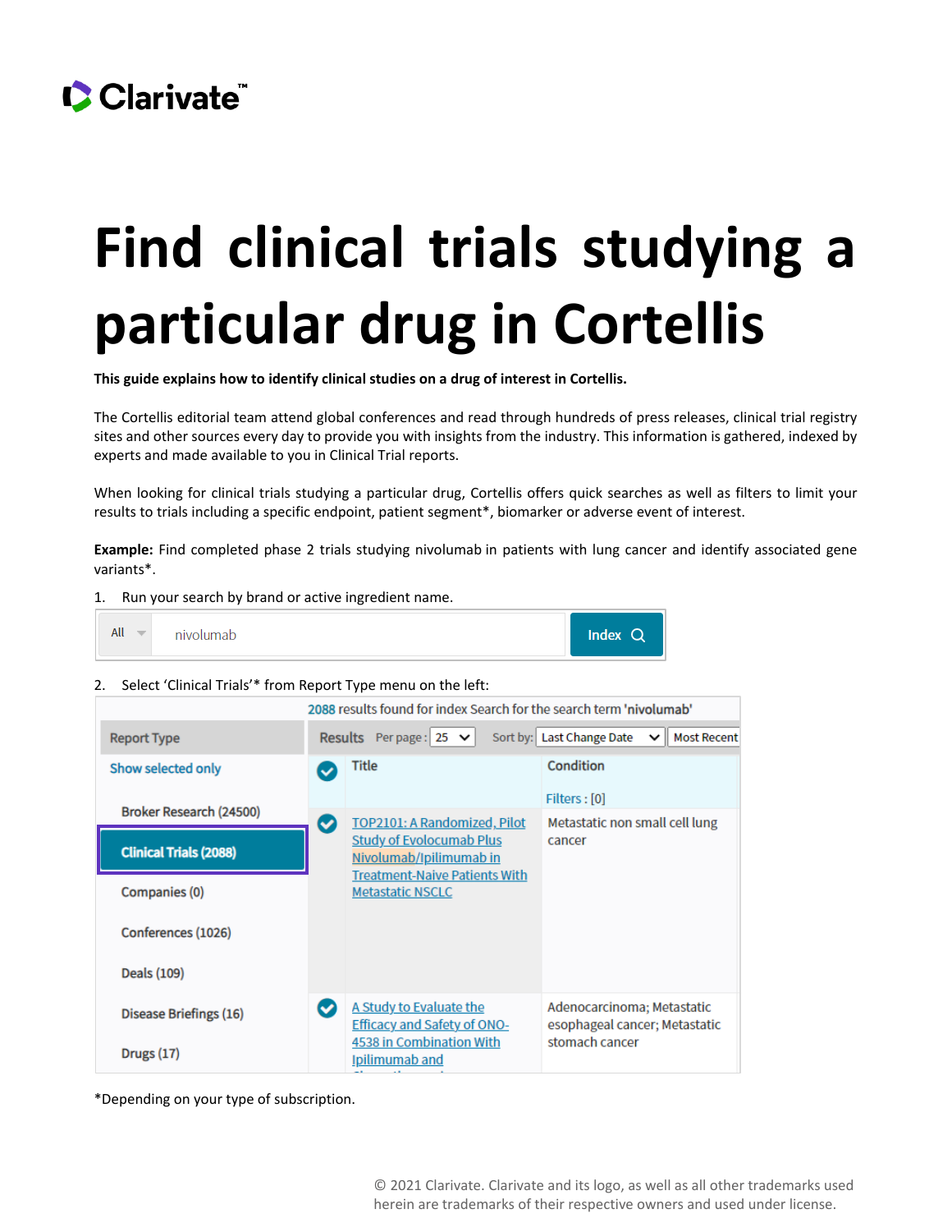# Find clinical trials studying a particular drug in Cortellis

**This guide explains how to identify clinical studies on a drug of interest in Cortellis.**

The Cortellis editorial team attend global conferences and read through hundreds of press releases, clinical trial registry sites and other sources every day to provide you with insights from the industry. This information is gathered, indexed by experts and made available to you in Clinical Trial reports.

When looking for clinical trials studying a particular drug, Cortellis offers quick searches as well as filters to limit your results to trials including a specific endpoint, patient segment*, biomarker or adverse event of interest.

**Example:** Find completed phase 2 trials studying nivolumab in patients with lung cancer and identify associated gene variants*.

1. Run your search by brand or active ingredient name.

2. Select 'Clinical Trials'* from Report Type menu on the left:

*Depending on your type of subscription.

© 2021 Clarivate. Clarivate and its logo, as well as all other trademarks used herein are trademarks of their respective owners and used under license.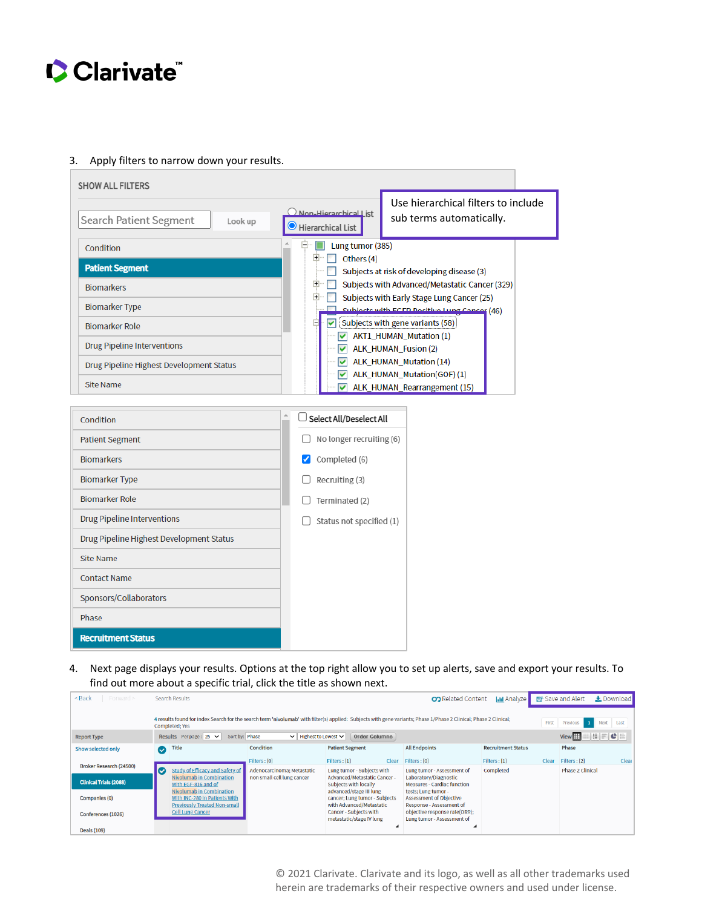3. Apply filters to narrow down your results.

SHOW ALL FILTERS

Search Patient Segment | Look up

Non-Hierarchical List

Hierarchical List

Use hierarchical filters to include sub terms automatically.

- Condition
- Patient Segment
- Biomarkers
- Biomarker Type
- Biomarker Role
- Drug Pipeline Interventions
- Drug Pipeline Highest Development Status
- Site Name

Lung tumor (385)
- Others (4)
- Subjects at risk of developing disease (3)
- Subjects with Advanced/Metastatic Cancer (329)
- Subjects with Early Stage Lung Cancer (25)
- Subjects with EGFR Positive Lung Cancer (46)
- Subjects with gene variants (58)
  - AKT1_HUMAN_Mutation (1)
  - ALK_HUMAN_Fusion (2)
  - ALK_HUMAN_Mutation (14)
  - ALK_HUMAN_Mutation(GOF) (1)
  - ALK_HUMAN_Rearrangement (15)

- Condition
- Patient Segment
- Biomarkers
- Biomarker Type
- Biomarker Role
- Drug Pipeline Interventions
- Drug Pipeline Highest Development Status
- Site Name
- Contact Name
- Sponsors/Collaborators
- Phase
- Recruitment Status

Select All/Deselect All
- No longer recruiting (6)
- Completed (6)
- Recruiting (3)
- Terminated (2)
- Status not specified (1)

4. Next page displays your results. Options at the top right allow you to set up alerts, save and export your results. To find out more about a specific trial, click the title as shown next.

< Back | Forward > | Search Results | Related Content | Analyze | Save and Alert | Download

4 results found for index Search for the search term 'nivolumab' with filter(s) applied: Subjects with gene variants; Phase 1/Phase 2 Clinical; Phase 2 Clinical; Completed; Yes

Report Type: Show selected only

- Broker Research (24500)
- Clinical Trials (2088)
- Companies (0)
- Conferences (1026)
- Deals (109)

Results Per page: 25 | Sort by: Phase | Highest to Lowest | Order Columns

| Title | Condition | Patient Segment | All Endpoints | Recruitment Status | Phase |
|---|---|---|---|---|---|
| | Filters : [0] | Filters : [1] Clear | Filters : [0] | Filters : [1] Clear | Filters : [2] Clear |
| Study of Efficacy and Safety of Nivolumab in Combination With EGF-816 and of Nivolumab in Combination With INC-280 in Patients With Previously Treated Non-small Cell Lung Cancer | Adenocarcinoma; Metastatic non small cell lung cancer | Lung tumor - Subjects with Advanced/Metastatic Cancer - Subjects with locally advanced/stage III lung cancer; Lung tumor - Subjects with Advanced/Metastatic Cancer - Subjects with metastatic/stage IV lung | Lung tumor - Assessment of Laboratory/Diagnostic Measures - Cardiac function tests; Lung tumor - Assessment of Objective Response - Assessment of objective response rate(ORR); Lung tumor - Assessment of | Completed | Phase 2 Clinical |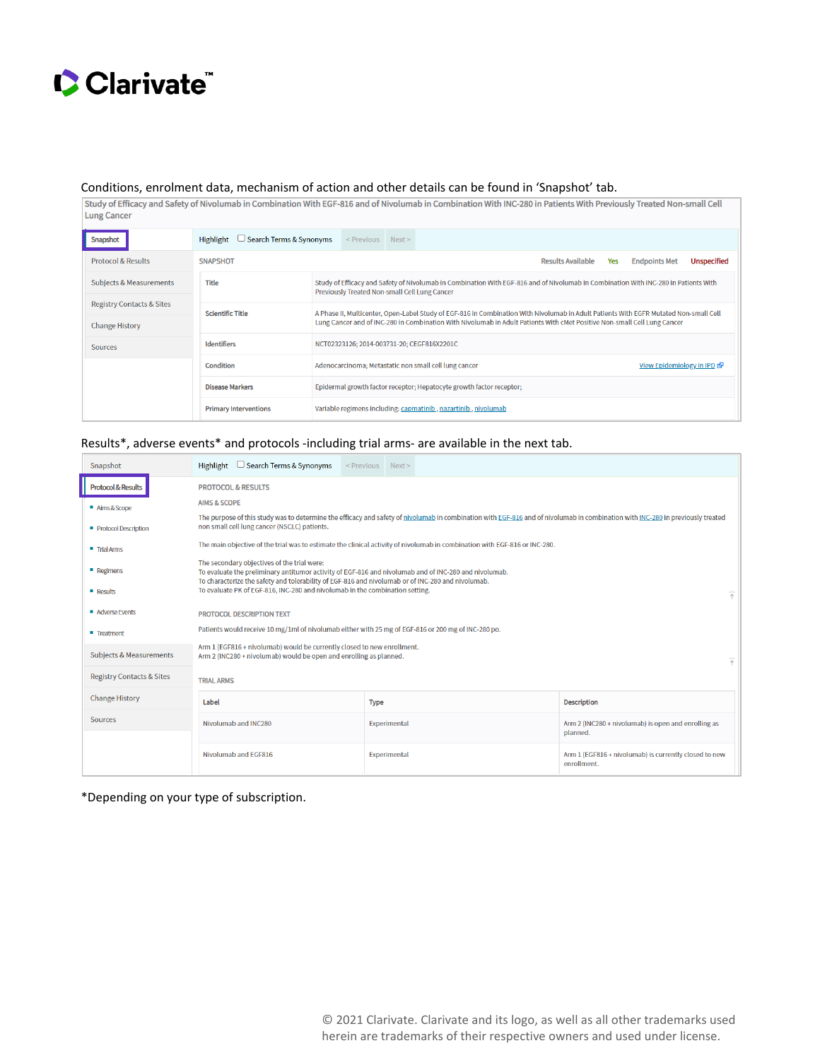Conditions, enrolment data, mechanism of action and other details can be found in 'Snapshot' tab.

**Study of Efficacy and Safety of Nivolumab in Combination With EGF-816 and of Nivolumab in Combination With INC-280 in Patients With Previously Treated Non-small Cell Lung Cancer**

- **Snapshot**
- Protocol & Results
- Subjects & Measurements
- Registry Contacts & Sites
- Change History
- Sources

Highlight ☐ Search Terms & Synonyms < Previous Next >

SNAPSHOT — Results Available: Yes — Endpoints Met: Unspecified

| Field | Value |
|---|---|
| Title | Study of Efficacy and Safety of Nivolumab in Combination With EGF-816 and of Nivolumab in Combination With INC-280 in Patients With Previously Treated Non-small Cell Lung Cancer |
| Scientific Title | A Phase II, Multicenter, Open-Label Study of EGF-816 in Combination With Nivolumab in Adult Patients With EGFR Mutated Non-small Cell Lung Cancer and of INC-280 in Combination With Nivolumab in Adult Patients With cMet Positive Non-small Cell Lung Cancer |
| Identifiers | NCT02323126; 2014-003731-20; CEGF816X2201C |
| Condition | Adenocarcinoma; Metastatic non small cell lung cancer — View Epidemiology in IPD |
| Disease Markers | Epidermal growth factor receptor; Hepatocyte growth factor receptor; |
| Primary Interventions | Variable regimens including: capmatinib, nazartinib, nivolumab |

Results*, adverse events* and protocols -including trial arms- are available in the next tab.

- Snapshot
- **Protocol & Results**
  - Aims & Scope
  - Protocol Description
  - Trial Arms
  - Regimens
  - Results
  - Adverse Events
  - Treatment
- Subjects & Measurements
- Registry Contacts & Sites
- Change History
- Sources

Highlight ☐ Search Terms & Synonyms < Previous Next >

PROTOCOL & RESULTS

AIMS & SCOPE

The purpose of this study was to determine the efficacy and safety of nivolumab in combination with EGF-816 and of nivolumab in combination with INC-280 in previously treated non small cell lung cancer (NSCLC) patients.

The main objective of the trial was to estimate the clinical activity of nivolumab in combination with EGF-816 or INC-280.

The secondary objectives of the trial were:
To evaluate the preliminary antitumor activity of EGF-816 and nivolumab and of INC-280 and nivolumab.
To characterize the safety and tolerability of EGF-816 and nivolumab or of INC-280 and nivolumab.
To evaluate PK of EGF-816, INC-280 and nivolumab in the combination setting.

PROTOCOL DESCRIPTION TEXT

Patients would receive 10 mg/1ml of nivolumab either with 25 mg of EGF-816 or 200 mg of INC-280 po.

Arm 1 (EGF816 + nivolumab) would be currently closed to new enrollment.
Arm 2 (INC280 + nivolumab) would be open and enrolling as planned.

TRIAL ARMS

| Label | Type | Description |
|---|---|---|
| Nivolumab and INC280 | Experimental | Arm 2 (INC280 + nivolumab) is open and enrolling as planned. |
| Nivolumab and EGF816 | Experimental | Arm 1 (EGF816 + nivolumab) is currently closed to new enrollment. |

*Depending on your type of subscription.

© 2021 Clarivate. Clarivate and its logo, as well as all other trademarks used herein are trademarks of their respective owners and used under license.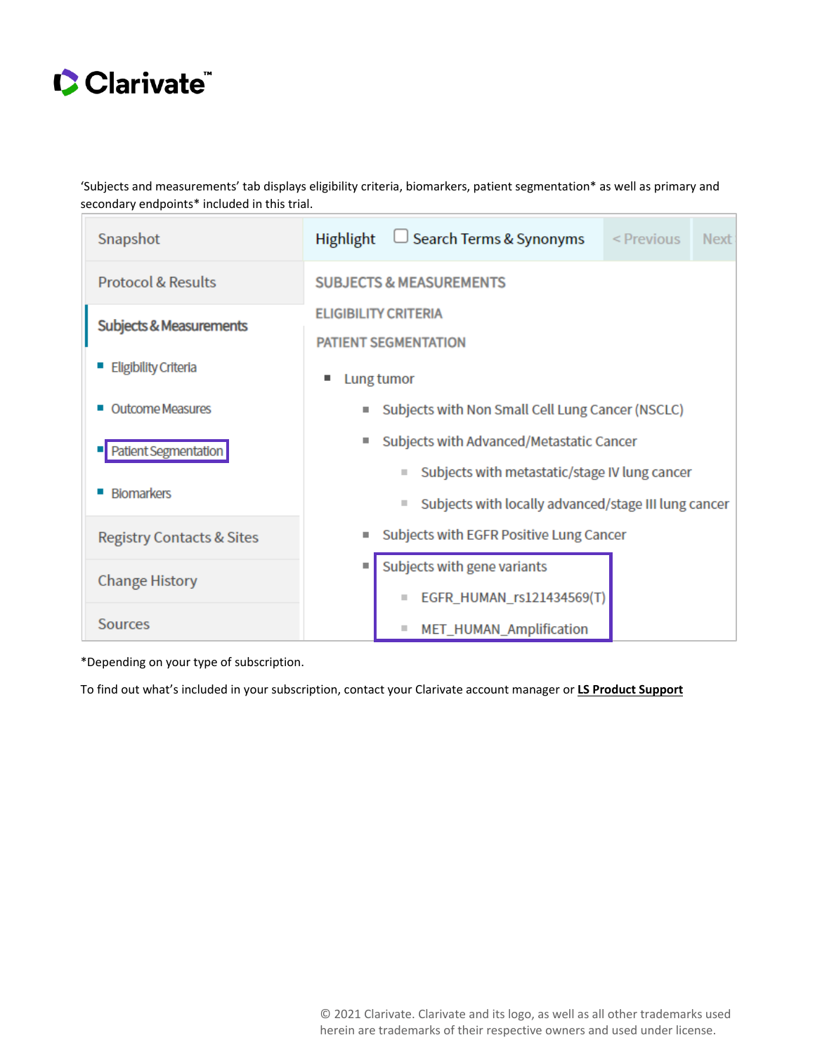'Subjects and measurements' tab displays eligibility criteria, biomarkers, patient segmentation* as well as primary and secondary endpoints* included in this trial.

Snapshot

Protocol & Results

Subjects & Measurements

- Eligibility Criteria
- Outcome Measures
- Patient Segmentation
- Biomarkers

Registry Contacts & Sites

Change History

Sources

Highlight ☐ Search Terms & Synonyms < Previous Next

SUBJECTS & MEASUREMENTS

ELIGIBILITY CRITERIA

PATIENT SEGMENTATION

- Lung tumor
  - Subjects with Non Small Cell Lung Cancer (NSCLC)
  - Subjects with Advanced/Metastatic Cancer
    - Subjects with metastatic/stage IV lung cancer
    - Subjects with locally advanced/stage III lung cancer
  - Subjects with EGFR Positive Lung Cancer
  - Subjects with gene variants
    - EGFR_HUMAN_rs121434569(T)
    - MET_HUMAN_Amplification

*Depending on your type of subscription.

To find out what's included in your subscription, contact your Clarivate account manager or **LS Product Support**

© 2021 Clarivate. Clarivate and its logo, as well as all other trademarks used herein are trademarks of their respective owners and used under license.